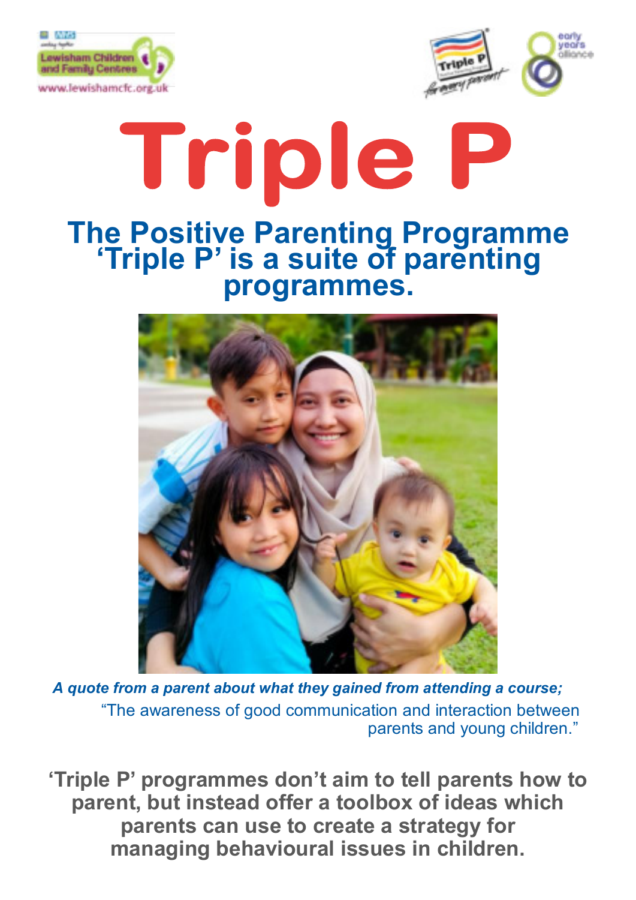# Triple P

## The Positive Parenting Programme 'Triple P' is a suite of parenting programmes.

***A quote from a parent about what they gained from attending a course;***

"The awareness of good communication and interaction between parents and young children."

**'Triple P' programmes don't aim to tell parents how to parent, but instead offer a toolbox of ideas which parents can use to create a strategy for managing behavioural issues in children.**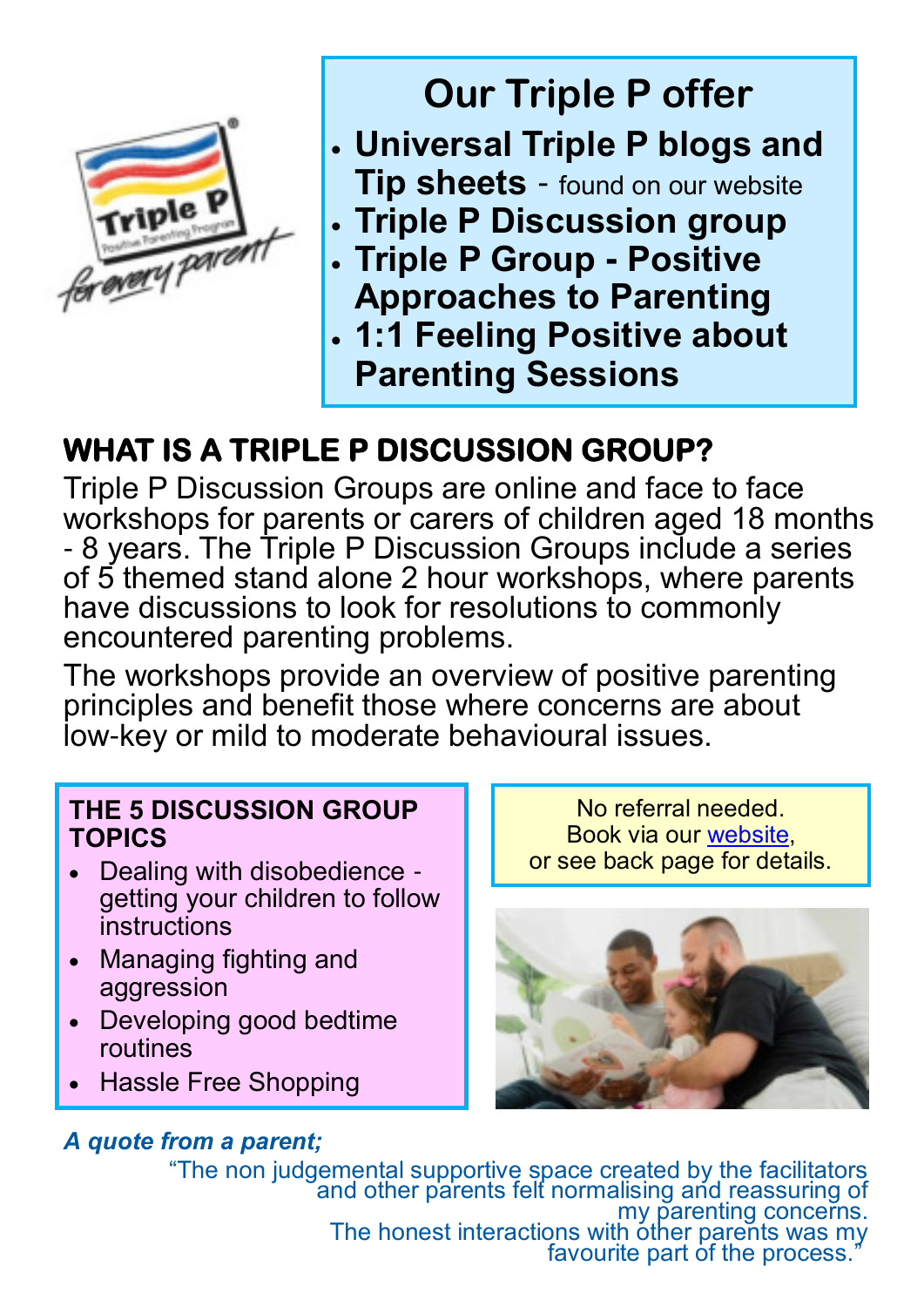## Our Triple P offer

- **Universal Triple P blogs and Tip sheets** - found on our website
- **Triple P Discussion group**
- **Triple P Group - Positive Approaches to Parenting**
- **1:1 Feeling Positive about Parenting Sessions**

## WHAT IS A TRIPLE P DISCUSSION GROUP?

Triple P Discussion Groups are online and face to face workshops for parents or carers of children aged 18 months - 8 years. The Triple P Discussion Groups include a series of 5 themed stand alone 2 hour workshops, where parents have discussions to look for resolutions to commonly encountered parenting problems.

The workshops provide an overview of positive parenting principles and benefit those where concerns are about low-key or mild to moderate behavioural issues.

### THE 5 DISCUSSION GROUP TOPICS

- Dealing with disobedience - getting your children to follow instructions
- Managing fighting and aggression
- Developing good bedtime routines
- Hassle Free Shopping

No referral needed.
Book via our website,
or see back page for details.

***A quote from a parent;***

"The non judgemental supportive space created by the facilitators and other parents felt normalising and reassuring of my parenting concerns.
The honest interactions with other parents was my favourite part of the process."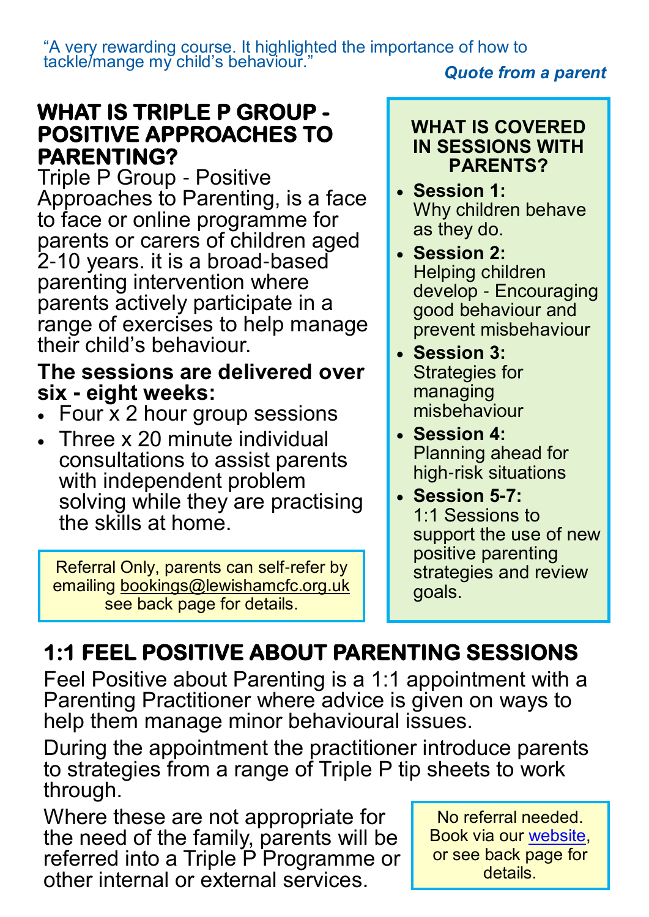"A very rewarding course. It highlighted the importance of how to tackle/mange my child's behaviour."

*Quote from a parent*

## WHAT IS TRIPLE P GROUP - POSITIVE APPROACHES TO PARENTING?

Triple P Group - Positive Approaches to Parenting, is a face to face or online programme for parents or carers of children aged 2-10 years. it is a broad-based parenting intervention where parents actively participate in a range of exercises to help manage their child's behaviour.

**The sessions are delivered over six - eight weeks:**

- Four x 2 hour group sessions
- Three x 20 minute individual consultations to assist parents with independent problem solving while they are practising the skills at home.

Referral Only, parents can self-refer by emailing bookings@lewishamcfc.org.uk see back page for details.

### WHAT IS COVERED IN SESSIONS WITH PARENTS?

- **Session 1:** Why children behave as they do.
- **Session 2:** Helping children develop - Encouraging good behaviour and prevent misbehaviour
- **Session 3:** Strategies for managing misbehaviour
- **Session 4:** Planning ahead for high-risk situations
- **Session 5-7:** 1:1 Sessions to support the use of new positive parenting strategies and review goals.

## 1:1 FEEL POSITIVE ABOUT PARENTING SESSIONS

Feel Positive about Parenting is a 1:1 appointment with a Parenting Practitioner where advice is given on ways to help them manage minor behavioural issues.

During the appointment the practitioner introduce parents to strategies from a range of Triple P tip sheets to work through.

Where these are not appropriate for the need of the family, parents will be referred into a Triple P Programme or other internal or external services.

No referral needed. Book via our website, or see back page for details.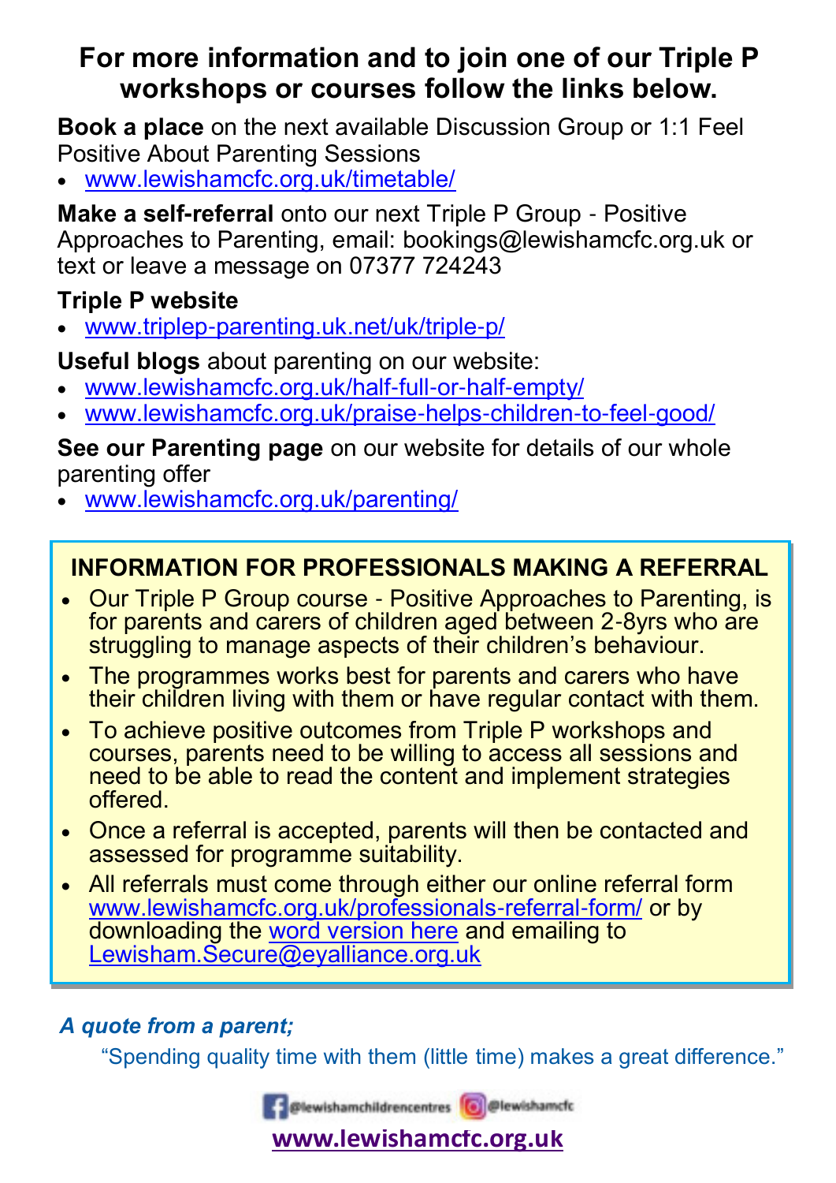## For more information and to join one of our Triple P workshops or courses follow the links below.

**Book a place** on the next available Discussion Group or 1:1 Feel Positive About Parenting Sessions

- www.lewishamcfc.org.uk/timetable/

**Make a self-referral** onto our next Triple P Group - Positive Approaches to Parenting, email: bookings@lewishamcfc.org.uk or text or leave a message on 07377 724243

**Triple P website**

- www.triplep-parenting.uk.net/uk/triple-p/

**Useful blogs** about parenting on our website:

- www.lewishamcfc.org.uk/half-full-or-half-empty/
- www.lewishamcfc.org.uk/praise-helps-children-to-feel-good/

**See our Parenting page** on our website for details of our whole parenting offer

- www.lewishamcfc.org.uk/parenting/

### INFORMATION FOR PROFESSIONALS MAKING A REFERRAL

- Our Triple P Group course - Positive Approaches to Parenting, is for parents and carers of children aged between 2-8yrs who are struggling to manage aspects of their children's behaviour.
- The programmes works best for parents and carers who have their children living with them or have regular contact with them.
- To achieve positive outcomes from Triple P workshops and courses, parents need to be willing to access all sessions and need to be able to read the content and implement strategies offered.
- Once a referral is accepted, parents will then be contacted and assessed for programme suitability.
- All referrals must come through either our online referral form www.lewishamcfc.org.uk/professionals-referral-form/ or by downloading the word version here and emailing to Lewisham.Secure@eyalliance.org.uk

***A quote from a parent;***

"Spending quality time with them (little time) makes a great difference."

@lewishamchildrencentres @lewishamcfc

**www.lewishamcfc.org.uk**